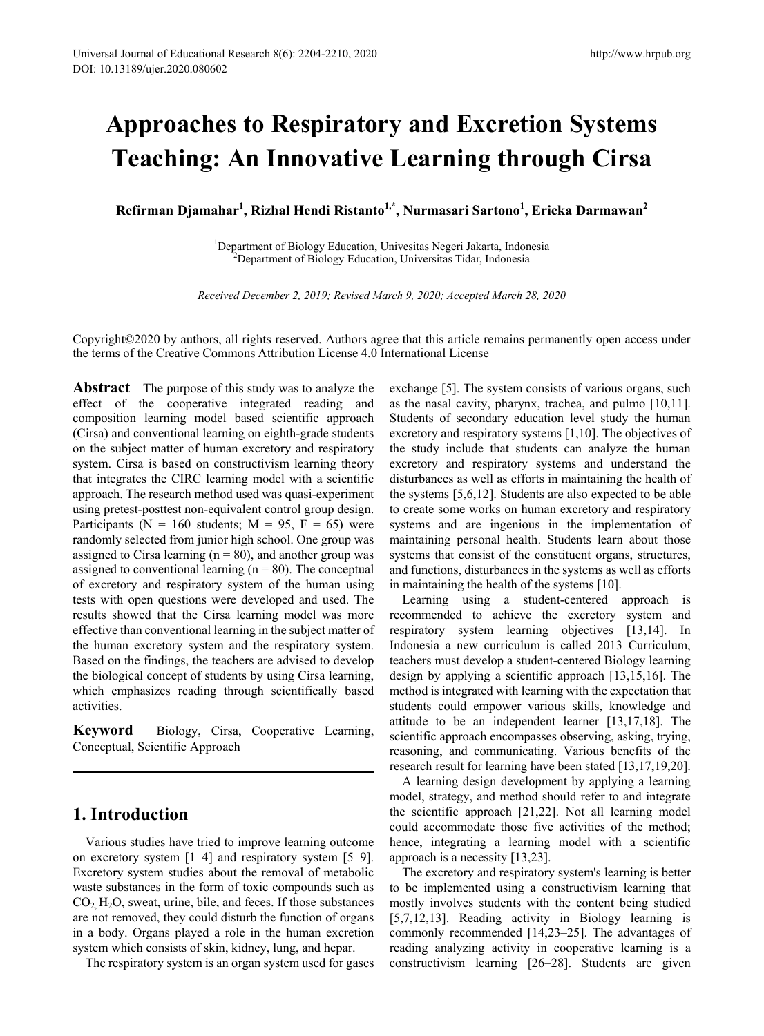# Approaches to Respiratory and Excretion Systems Teaching: An Innovative Learning through Cirsa

**Refirman Djamahar[1], Rizhal Hendi Ristanto[1,*], Nurmasari Sartono[1], Ericka Darmawan[2]**

[1]Department of Biology Education, Univesitas Negeri Jakarta, Indonesia
[2]Department of Biology Education, Universitas Tidar, Indonesia

*Received December 2, 2019; Revised March 9, 2020; Accepted March 28, 2020*

Copyright©2020 by authors, all rights reserved. Authors agree that this article remains permanently open access under the terms of the Creative Commons Attribution License 4.0 International License

**Abstract** The purpose of this study was to analyze the effect of the cooperative integrated reading and composition learning model based scientific approach (Cirsa) and conventional learning on eighth-grade students on the subject matter of human excretory and respiratory system. Cirsa is based on constructivism learning theory that integrates the CIRC learning model with a scientific approach. The research method used was quasi-experiment using pretest-posttest non-equivalent control group design. Participants (N = 160 students; M = 95, F = 65) were randomly selected from junior high school. One group was assigned to Cirsa learning (n = 80), and another group was assigned to conventional learning (n = 80). The conceptual of excretory and respiratory system of the human using tests with open questions were developed and used. The results showed that the Cirsa learning model was more effective than conventional learning in the subject matter of the human excretory system and the respiratory system. Based on the findings, the teachers are advised to develop the biological concept of students by using Cirsa learning, which emphasizes reading through scientifically based activities.

**Keyword** Biology, Cirsa, Cooperative Learning, Conceptual, Scientific Approach

## 1. Introduction

Various studies have tried to improve learning outcome on excretory system [1–4] and respiratory system [5–9]. Excretory system studies about the removal of metabolic waste substances in the form of toxic compounds such as $CO_2$, $H_2O$, sweat, urine, bile, and feces. If those substances are not removed, they could disturb the function of organs in a body. Organs played a role in the human excretion system which consists of skin, kidney, lung, and hepar.

The respiratory system is an organ system used for gases exchange [5]. The system consists of various organs, such as the nasal cavity, pharynx, trachea, and pulmo [10,11]. Students of secondary education level study the human excretory and respiratory systems [1,10]. The objectives of the study include that students can analyze the human excretory and respiratory systems and understand the disturbances as well as efforts in maintaining the health of the systems [5,6,12]. Students are also expected to be able to create some works on human excretory and respiratory systems and are ingenious in the implementation of maintaining personal health. Students learn about those systems that consist of the constituent organs, structures, and functions, disturbances in the systems as well as efforts in maintaining the health of the systems [10].

Learning using a student-centered approach is recommended to achieve the excretory system and respiratory system learning objectives [13,14]. In Indonesia a new curriculum is called 2013 Curriculum, teachers must develop a student-centered Biology learning design by applying a scientific approach [13,15,16]. The method is integrated with learning with the expectation that students could empower various skills, knowledge and attitude to be an independent learner [13,17,18]. The scientific approach encompasses observing, asking, trying, reasoning, and communicating. Various benefits of the research result for learning have been stated [13,17,19,20].

A learning design development by applying a learning model, strategy, and method should refer to and integrate the scientific approach [21,22]. Not all learning model could accommodate those five activities of the method; hence, integrating a learning model with a scientific approach is a necessity [13,23].

The excretory and respiratory system's learning is better to be implemented using a constructivism learning that mostly involves students with the content being studied [5,7,12,13]. Reading activity in Biology learning is commonly recommended [14,23–25]. The advantages of reading analyzing activity in cooperative learning is a constructivism learning [26–28]. Students are given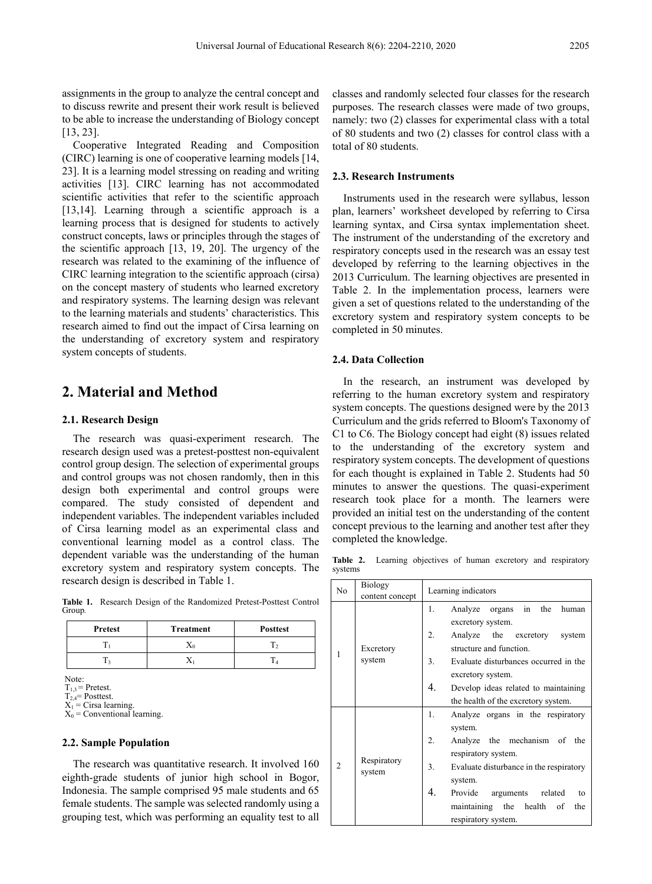assignments in the group to analyze the central concept and to discuss rewrite and present their work result is believed to be able to increase the understanding of Biology concept [13, 23].

Cooperative Integrated Reading and Composition (CIRC) learning is one of cooperative learning models [14, 23]. It is a learning model stressing on reading and writing activities [13]. CIRC learning has not accommodated scientific activities that refer to the scientific approach [13,14]. Learning through a scientific approach is a learning process that is designed for students to actively construct concepts, laws or principles through the stages of the scientific approach [13, 19, 20]. The urgency of the research was related to the examining of the influence of CIRC learning integration to the scientific approach (cirsa) on the concept mastery of students who learned excretory and respiratory systems. The learning design was relevant to the learning materials and students' characteristics. This research aimed to find out the impact of Cirsa learning on the understanding of excretory system and respiratory system concepts of students.

# 2. Material and Method

### 2.1. Research Design

The research was quasi-experiment research. The research design used was a pretest-posttest non-equivalent control group design. The selection of experimental groups and control groups was not chosen randomly, then in this design both experimental and control groups were compared. The study consisted of dependent and independent variables. The independent variables included of Cirsa learning model as an experimental class and conventional learning model as a control class. The dependent variable was the understanding of the human excretory system and respiratory system concepts. The research design is described in Table 1.

**Table 1.** Research Design of the Randomized Pretest-Posttest Control Group.

| Pretest | Treatment | Posttest |
|---|---|---|
| $T_1$ | $X_0$ | $T_2$ |
| $T_3$ | $X_1$ | $T_4$ |

Note:
$T_{1,3}$ = Pretest.
$T_{2,4}$ = Posttest.
$X_1$ = Cirsa learning.
$X_0$ = Conventional learning.

### 2.2. Sample Population

The research was quantitative research. It involved 160 eighth-grade students of junior high school in Bogor, Indonesia. The sample comprised 95 male students and 65 female students. The sample was selected randomly using a grouping test, which was performing an equality test to all classes and randomly selected four classes for the research purposes. The research classes were made of two groups, namely: two (2) classes for experimental class with a total of 80 students and two (2) classes for control class with a total of 80 students.

### 2.3. Research Instruments

Instruments used in the research were syllabus, lesson plan, learners' worksheet developed by referring to Cirsa learning syntax, and Cirsa syntax implementation sheet. The instrument of the understanding of the excretory and respiratory concepts used in the research was an essay test developed by referring to the learning objectives in the 2013 Curriculum. The learning objectives are presented in Table 2. In the implementation process, learners were given a set of questions related to the understanding of the excretory system and respiratory system concepts to be completed in 50 minutes.

### 2.4. Data Collection

In the research, an instrument was developed by referring to the human excretory system and respiratory system concepts. The questions designed were by the 2013 Curriculum and the grids referred to Bloom's Taxonomy of C1 to C6. The Biology concept had eight (8) issues related to the understanding of the excretory system and respiratory system concepts. The development of questions for each thought is explained in Table 2. Students had 50 minutes to answer the questions. The quasi-experiment research took place for a month. The learners were provided an initial test on the understanding of the content concept previous to the learning and another test after they completed the knowledge.

**Table 2.** Learning objectives of human excretory and respiratory systems

| No | Biology content concept | Learning indicators |
|---|---|---|
| 1 | Excretory system | 1. Analyze organs in the human excretory system.<br>2. Analyze the excretory system structure and function.<br>3. Evaluate disturbances occurred in the excretory system.<br>4. Develop ideas related to maintaining the health of the excretory system. |
| 2 | Respiratory system | 1. Analyze organs in the respiratory system.<br>2. Analyze the mechanism of the respiratory system.<br>3. Evaluate disturbance in the respiratory system.<br>4. Provide arguments related to maintaining the health of the respiratory system. |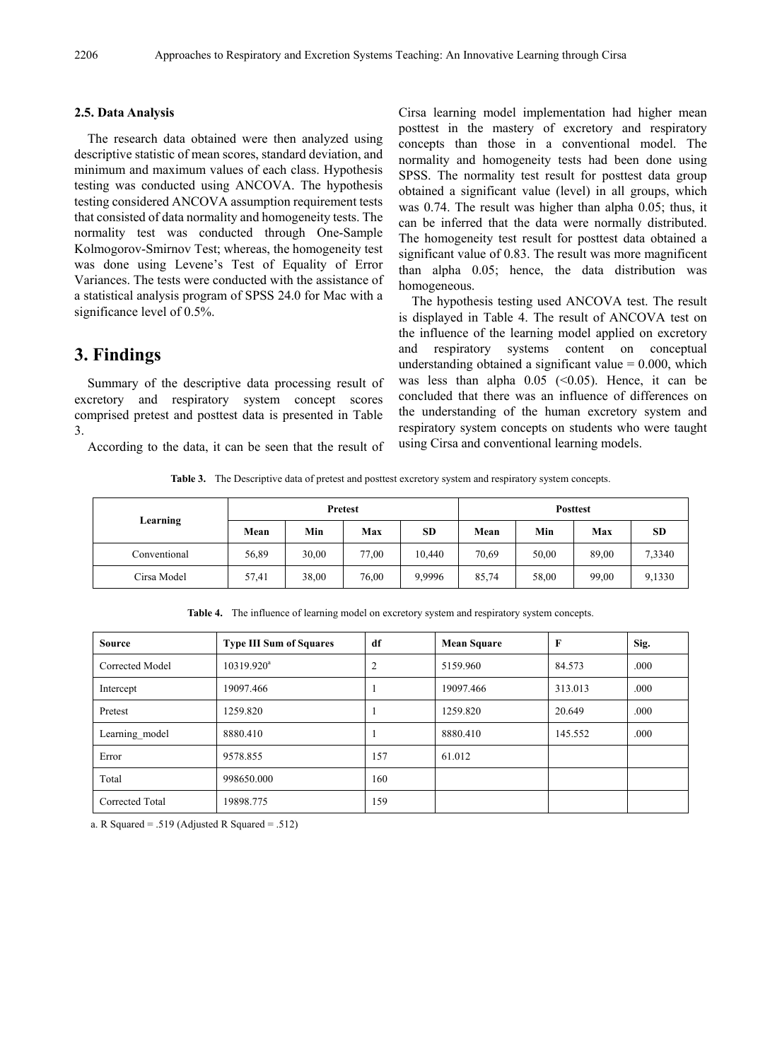### 2.5. Data Analysis

The research data obtained were then analyzed using descriptive statistic of mean scores, standard deviation, and minimum and maximum values of each class. Hypothesis testing was conducted using ANCOVA. The hypothesis testing considered ANCOVA assumption requirement tests that consisted of data normality and homogeneity tests. The normality test was conducted through One-Sample Kolmogorov-Smirnov Test; whereas, the homogeneity test was done using Levene's Test of Equality of Error Variances. The tests were conducted with the assistance of a statistical analysis program of SPSS 24.0 for Mac with a significance level of 0.5%.

# 3. Findings

Summary of the descriptive data processing result of excretory and respiratory system concept scores comprised pretest and posttest data is presented in Table 3.

According to the data, it can be seen that the result of Cirsa learning model implementation had higher mean posttest in the mastery of excretory and respiratory concepts than those in a conventional model. The normality and homogeneity tests had been done using SPSS. The normality test result for posttest data group obtained a significant value (level) in all groups, which was 0.74. The result was higher than alpha 0.05; thus, it can be inferred that the data were normally distributed. The homogeneity test result for posttest data obtained a significant value of 0.83. The result was more magnificent than alpha 0.05; hence, the data distribution was homogeneous.

The hypothesis testing used ANCOVA test. The result is displayed in Table 4. The result of ANCOVA test on the influence of the learning model applied on excretory and respiratory systems content on conceptual understanding obtained a significant value = 0.000, which was less than alpha 0.05 (<0.05). Hence, it can be concluded that there was an influence of differences on the understanding of the human excretory system and respiratory system concepts on students who were taught using Cirsa and conventional learning models.

**Table 3.** The Descriptive data of pretest and posttest excretory system and respiratory system concepts.

| Learning | Pretest | | | | Posttest | | | |
|---|---|---|---|---|---|---|---|---|
| | Mean | Min | Max | SD | Mean | Min | Max | SD |
| Conventional | 56,89 | 30,00 | 77,00 | 10,440 | 70,69 | 50,00 | 89,00 | 7,3340 |
| Cirsa Model | 57,41 | 38,00 | 76,00 | 9,9996 | 85,74 | 58,00 | 99,00 | 9,1330 |

**Table 4.** The influence of learning model on excretory system and respiratory system concepts.

| Source | Type III Sum of Squares | df | Mean Square | F | Sig. |
|---|---|---|---|---|---|
| Corrected Model | 10319.920[a] | 2 | 5159.960 | 84.573 | .000 |
| Intercept | 19097.466 | 1 | 19097.466 | 313.013 | .000 |
| Pretest | 1259.820 | 1 | 1259.820 | 20.649 | .000 |
| Learning_model | 8880.410 | 1 | 8880.410 | 145.552 | .000 |
| Error | 9578.855 | 157 | 61.012 | | |
| Total | 998650.000 | 160 | | | |
| Corrected Total | 19898.775 | 159 | | | |

a. R Squared = .519 (Adjusted R Squared = .512)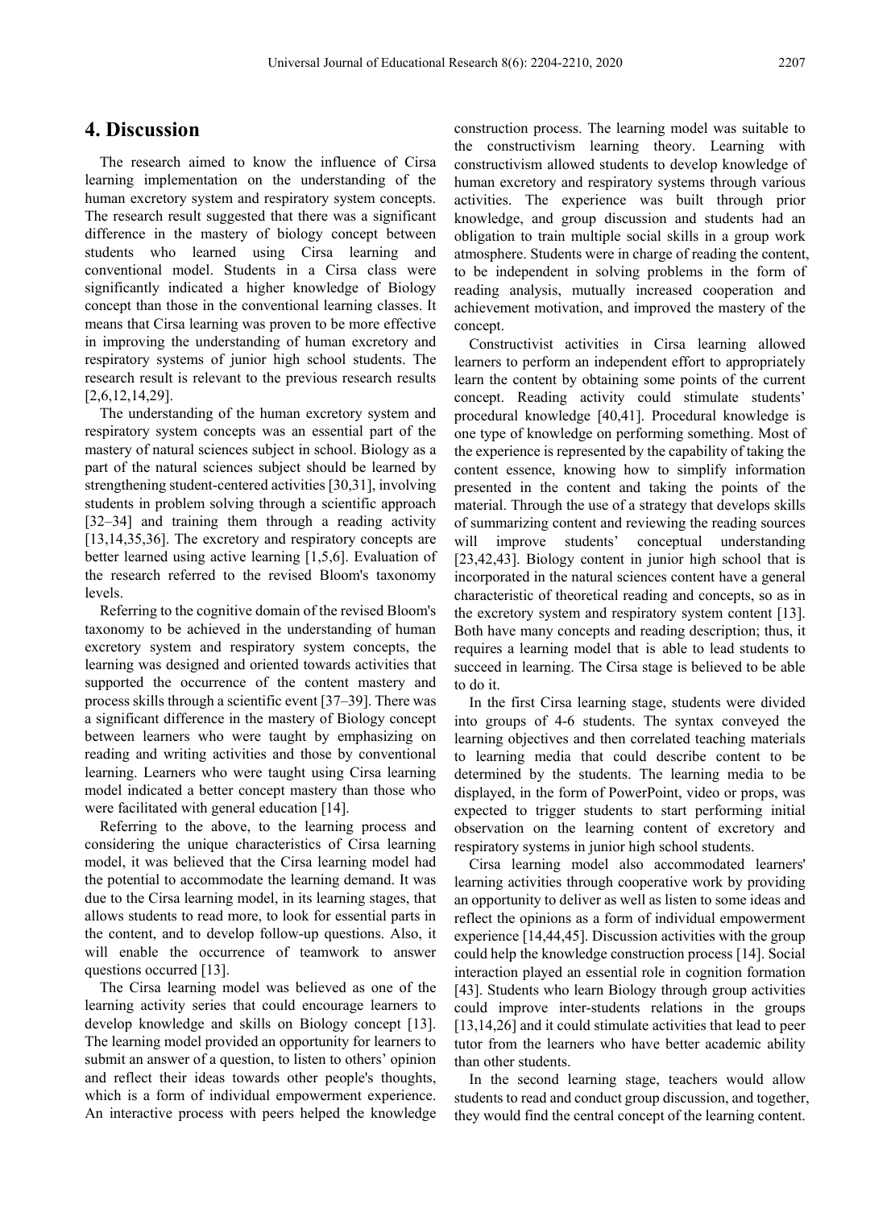## 4. Discussion

The research aimed to know the influence of Cirsa learning implementation on the understanding of the human excretory system and respiratory system concepts. The research result suggested that there was a significant difference in the mastery of biology concept between students who learned using Cirsa learning and conventional model. Students in a Cirsa class were significantly indicated a higher knowledge of Biology concept than those in the conventional learning classes. It means that Cirsa learning was proven to be more effective in improving the understanding of human excretory and respiratory systems of junior high school students. The research result is relevant to the previous research results [2,6,12,14,29].

The understanding of the human excretory system and respiratory system concepts was an essential part of the mastery of natural sciences subject in school. Biology as a part of the natural sciences subject should be learned by strengthening student-centered activities [30,31], involving students in problem solving through a scientific approach [32–34] and training them through a reading activity [13,14,35,36]. The excretory and respiratory concepts are better learned using active learning [1,5,6]. Evaluation of the research referred to the revised Bloom's taxonomy levels.

Referring to the cognitive domain of the revised Bloom's taxonomy to be achieved in the understanding of human excretory system and respiratory system concepts, the learning was designed and oriented towards activities that supported the occurrence of the content mastery and process skills through a scientific event [37–39]. There was a significant difference in the mastery of Biology concept between learners who were taught by emphasizing on reading and writing activities and those by conventional learning. Learners who were taught using Cirsa learning model indicated a better concept mastery than those who were facilitated with general education [14].

Referring to the above, to the learning process and considering the unique characteristics of Cirsa learning model, it was believed that the Cirsa learning model had the potential to accommodate the learning demand. It was due to the Cirsa learning model, in its learning stages, that allows students to read more, to look for essential parts in the content, and to develop follow-up questions. Also, it will enable the occurrence of teamwork to answer questions occurred [13].

The Cirsa learning model was believed as one of the learning activity series that could encourage learners to develop knowledge and skills on Biology concept [13]. The learning model provided an opportunity for learners to submit an answer of a question, to listen to others' opinion and reflect their ideas towards other people's thoughts, which is a form of individual empowerment experience. An interactive process with peers helped the knowledge construction process. The learning model was suitable to the constructivism learning theory. Learning with constructivism allowed students to develop knowledge of human excretory and respiratory systems through various activities. The experience was built through prior knowledge, and group discussion and students had an obligation to train multiple social skills in a group work atmosphere. Students were in charge of reading the content, to be independent in solving problems in the form of reading analysis, mutually increased cooperation and achievement motivation, and improved the mastery of the concept.

Constructivist activities in Cirsa learning allowed learners to perform an independent effort to appropriately learn the content by obtaining some points of the current concept. Reading activity could stimulate students' procedural knowledge [40,41]. Procedural knowledge is one type of knowledge on performing something. Most of the experience is represented by the capability of taking the content essence, knowing how to simplify information presented in the content and taking the points of the material. Through the use of a strategy that develops skills of summarizing content and reviewing the reading sources will improve students' conceptual understanding [23,42,43]. Biology content in junior high school that is incorporated in the natural sciences content have a general characteristic of theoretical reading and concepts, so as in the excretory system and respiratory system content [13]. Both have many concepts and reading description; thus, it requires a learning model that is able to lead students to succeed in learning. The Cirsa stage is believed to be able to do it.

In the first Cirsa learning stage, students were divided into groups of 4-6 students. The syntax conveyed the learning objectives and then correlated teaching materials to learning media that could describe content to be determined by the students. The learning media to be displayed, in the form of PowerPoint, video or props, was expected to trigger students to start performing initial observation on the learning content of excretory and respiratory systems in junior high school students.

Cirsa learning model also accommodated learners' learning activities through cooperative work by providing an opportunity to deliver as well as listen to some ideas and reflect the opinions as a form of individual empowerment experience [14,44,45]. Discussion activities with the group could help the knowledge construction process [14]. Social interaction played an essential role in cognition formation [43]. Students who learn Biology through group activities could improve inter-students relations in the groups [13,14,26] and it could stimulate activities that lead to peer tutor from the learners who have better academic ability than other students.

In the second learning stage, teachers would allow students to read and conduct group discussion, and together, they would find the central concept of the learning content.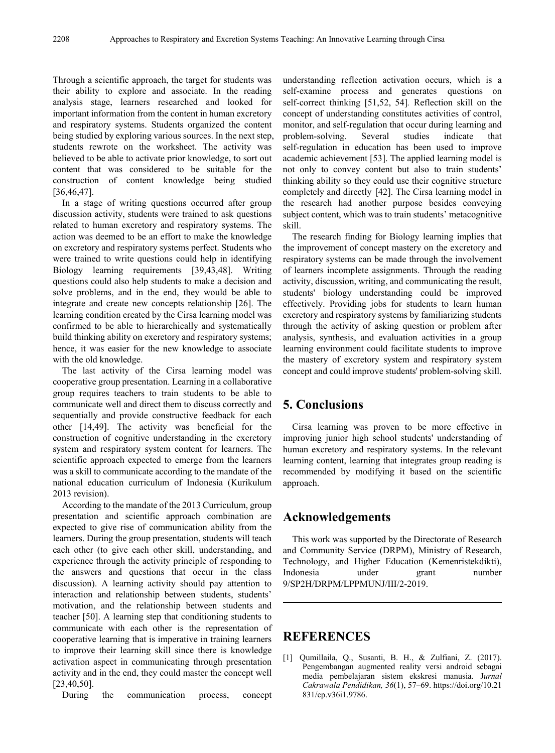Through a scientific approach, the target for students was their ability to explore and associate. In the reading analysis stage, learners researched and looked for important information from the content in human excretory and respiratory systems. Students organized the content being studied by exploring various sources. In the next step, students rewrote on the worksheet. The activity was believed to be able to activate prior knowledge, to sort out content that was considered to be suitable for the construction of content knowledge being studied [36,46,47].

In a stage of writing questions occurred after group discussion activity, students were trained to ask questions related to human excretory and respiratory systems. The action was deemed to be an effort to make the knowledge on excretory and respiratory systems perfect. Students who were trained to write questions could help in identifying Biology learning requirements [39,43,48]. Writing questions could also help students to make a decision and solve problems, and in the end, they would be able to integrate and create new concepts relationship [26]. The learning condition created by the Cirsa learning model was confirmed to be able to hierarchically and systematically build thinking ability on excretory and respiratory systems; hence, it was easier for the new knowledge to associate with the old knowledge.

The last activity of the Cirsa learning model was cooperative group presentation. Learning in a collaborative group requires teachers to train students to be able to communicate well and direct them to discuss correctly and sequentially and provide constructive feedback for each other [14,49]. The activity was beneficial for the construction of cognitive understanding in the excretory system and respiratory system content for learners. The scientific approach expected to emerge from the learners was a skill to communicate according to the mandate of the national education curriculum of Indonesia (Kurikulum 2013 revision).

According to the mandate of the 2013 Curriculum, group presentation and scientific approach combination are expected to give rise of communication ability from the learners. During the group presentation, students will teach each other (to give each other skill, understanding, and experience through the activity principle of responding to the answers and questions that occur in the class discussion). A learning activity should pay attention to interaction and relationship between students, students' motivation, and the relationship between students and teacher [50]. A learning step that conditioning students to communicate with each other is the representation of cooperative learning that is imperative in training learners to improve their learning skill since there is knowledge activation aspect in communicating through presentation activity and in the end, they could master the concept well [23,40,50].

During the communication process, concept understanding reflection activation occurs, which is a self-examine process and generates questions on self-correct thinking [51,52, 54]. Reflection skill on the concept of understanding constitutes activities of control, monitor, and self-regulation that occur during learning and problem-solving. Several studies indicate that self-regulation in education has been used to improve academic achievement [53]. The applied learning model is not only to convey content but also to train students' thinking ability so they could use their cognitive structure completely and directly [42]. The Cirsa learning model in the research had another purpose besides conveying subject content, which was to train students' metacognitive skill.

The research finding for Biology learning implies that the improvement of concept mastery on the excretory and respiratory systems can be made through the involvement of learners incomplete assignments. Through the reading activity, discussion, writing, and communicating the result, students' biology understanding could be improved effectively. Providing jobs for students to learn human excretory and respiratory systems by familiarizing students through the activity of asking question or problem after analysis, synthesis, and evaluation activities in a group learning environment could facilitate students to improve the mastery of excretory system and respiratory system concept and could improve students' problem-solving skill.

## 5. Conclusions

Cirsa learning was proven to be more effective in improving junior high school students' understanding of human excretory and respiratory systems. In the relevant learning content, learning that integrates group reading is recommended by modifying it based on the scientific approach.

## Acknowledgements

This work was supported by the Directorate of Research and Community Service (DRPM), Ministry of Research, Technology, and Higher Education (Kemenristekdikti), Indonesia under grant number 9/SP2H/DRPM/LPPMUNJ/III/2-2019.

## REFERENCES

[1] Qumillaila, Q., Susanti, B. H., & Zulfiani, Z. (2017). Pengembangan augmented reality versi android sebagai media pembelajaran sistem ekskresi manusia. *Jurnal Cakrawala Pendidikan, 36*(1), 57–69. https://doi.org/10.21831/cp.v36i1.9786.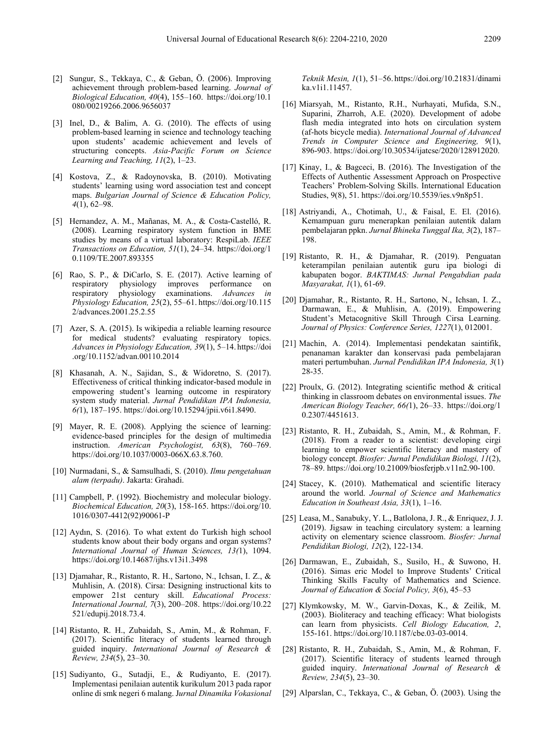[2] Sungur, S., Tekkaya, C., & Geban, Ö. (2006). Improving achievement through problem-based learning. *Journal of Biological Education, 40*(4), 155–160. https://doi.org/10.1080/00219266.2006.9656037

[3] Inel, D., & Balim, A. G. (2010). The effects of using problem-based learning in science and technology teaching upon students' academic achievement and levels of structuring concepts. *Asia-Pacific Forum on Science Learning and Teaching, 11*(2), 1–23.

[4] Kostova, Z., & Radoynovska, B. (2010). Motivating students' learning using word association test and concept maps. *Bulgarian Journal of Science & Education Policy, 4*(1), 62–98.

[5] Hernandez, A. M., Mañanas, M. A., & Costa-Castelló, R. (2008). Learning respiratory system function in BME studies by means of a virtual laboratory: RespiLab. *IEEE Transactions on Education, 51*(1), 24–34. https://doi.org/10.1109/TE.2007.893355

[6] Rao, S. P., & DiCarlo, S. E. (2017). Active learning of respiratory physiology improves performance on respiratory physiology examinations. *Advances in Physiology Education, 25*(2), 55–61. https://doi.org/10.1152/advances.2001.25.2.55

[7] Azer, S. A. (2015). Is wikipedia a reliable learning resource for medical students? evaluating respiratory topics. *Advances in Physiology Education, 39*(1), 5–14. https://doi.org/10.1152/advan.00110.2014

[8] Khasanah, A. N., Sajidan, S., & Widoretno, S. (2017). Effectiveness of critical thinking indicator-based module in empowering student's learning outcome in respiratory system study material. *Jurnal Pendidikan IPA Indonesia, 6(*1), 187–195. https://doi.org/10.15294/jpii.v6i1.8490.

[9] Mayer, R. E. (2008). Applying the science of learning: evidence-based principles for the design of multimedia instruction. *American Psychologist, 63*(8), 760–769. https://doi.org/10.1037/0003-066X.63.8.760.

[10] Nurmadani, S., & Samsulhadi, S. (2010). *Ilmu pengetahuan alam (terpadu)*. Jakarta: Grahadi.

[11] Campbell, P. (1992). Biochemistry and molecular biology. *Biochemical Education, 20*(3), 158-165. https://doi.org/10.1016/0307-4412(92)90061-P

[12] Aydın, S. (2016). To what extent do Turkish high school students know about their body organs and organ systems? *International Journal of Human Sciences, 13(*1), 1094. https://doi.org/10.14687/ijhs.v13i1.3498

[13] Djamahar, R., Ristanto, R. H., Sartono, N., Ichsan, I. Z., & Muhlisin, A. (2018). Cirsa: Designing instructional kits to empower 21st century skill. *Educational Process: International Journal, 7*(3), 200–208. https://doi.org/10.22521/edupij.2018.73.4.

[14] Ristanto, R. H., Zubaidah, S., Amin, M., & Rohman, F. (2017). Scientific literacy of students learned through guided inquiry. *International Journal of Research & Review, 234*(5), 23–30.

[15] Sudiyanto, G., Sutadji, E., & Rudiyanto, E. (2017). Implementasi penilaian autentik kurikulum 2013 pada rapor online di smk negeri 6 malang. J*urnal Dinamika Vokasional Teknik Mesin, 1*(1), 51–56. https://doi.org/10.21831/dinamika.v1i1.11457.

[16] Miarsyah, M., Ristanto, R.H., Nurhayati, Mufida, S.N., Suparini, Zharroh, A.E. (2020). Development of adobe flash media integrated into hots on circulation system (af-hots bicycle media). *International Journal of Advanced Trends in Computer Science and Engineering, 9*(1), 896-903. https://doi.org/10.30534/ijatcse/2020/128912020.

[17] Kinay, I., & Bagceci, B. (2016). The Investigation of the Effects of Authentic Assessment Approach on Prospective Teachers' Problem-Solving Skills. International Education Studies, 9(8), 51. https://doi.org/10.5539/ies.v9n8p51.

[18] Astriyandi, A., Chotimah, U., & Faisal, E. El. (2016). Kemampuan guru menerapkan penilaian autentik dalam pembelajaran ppkn. *Jurnal Bhineka Tunggal Ika, 3*(2), 187–198.

[19] Ristanto, R. H., & Djamahar, R. (2019). Penguatan keterampilan penilaian autentik guru ipa biologi di kabupaten bogor. *BAKTIMAS: Jurnal Pengabdian pada Masyarakat, 1*(1), 61-69.

[20] Djamahar, R., Ristanto, R. H., Sartono, N., Ichsan, I. Z., Darmawan, E., & Muhlisin, A. (2019). Empowering Student's Metacognitive Skill Through Cirsa Learning. *Journal of Physics: Conference Series, 1227*(1), 012001.

[21] Machin, A. (2014). Implementasi pendekatan saintifik, penanaman karakter dan konservasi pada pembelajaran materi pertumbuhan. *Jurnal Pendidikan IPA Indonesia, 3*(1) 28-35.

[22] Proulx, G. (2012). Integrating scientific method & critical thinking in classroom debates on environmental issues. *The American Biology Teacher, 66(*1), 26–33. https://doi.org/10.2307/4451613.

[23] Ristanto, R. H., Zubaidah, S., Amin, M., & Rohman, F. (2018). From a reader to a scientist: developing cirgi learning to empower scientific literacy and mastery of biology concept. *Biosfer: Jurnal Pendidikan Biologi, 11*(2), 78–89. https://doi.org/10.21009/biosferjpb.v11n2.90-100.

[24] Stacey, K. (2010). Mathematical and scientific literacy around the world. *Journal of Science and Mathematics Education in Southeast Asia, 33*(1), 1–16.

[25] Leasa, M., Sanabuky, Y. L., Batlolona, J. R., & Enriquez, J. J. (2019). Jigsaw in teaching circulatory system: a learning activity on elementary science classroom. *Biosfer: Jurnal Pendidikan Biologi, 12*(2), 122-134.

[26] Darmawan, E., Zubaidah, S., Susilo, H., & Suwono, H. (2016). Simas eric Model to Improve Students' Critical Thinking Skills Faculty of Mathematics and Science. *Journal of Education & Social Policy, 3*(6), 45–53

[27] Klymkowsky, M. W., Garvin-Doxas, K., & Zeilik, M. (2003). Bioliteracy and teaching efficacy: What biologists can learn from physicists. *Cell Biology Education, 2*, 155-161. https://doi.org/10.1187/cbe.03-03-0014.

[28] Ristanto, R. H., Zubaidah, S., Amin, M., & Rohman, F. (2017). Scientific literacy of students learned through guided inquiry. *International Journal of Research & Review, 234*(5), 23–30.

[29] Alparslan, C., Tekkaya, C., & Geban, Ö. (2003). Using the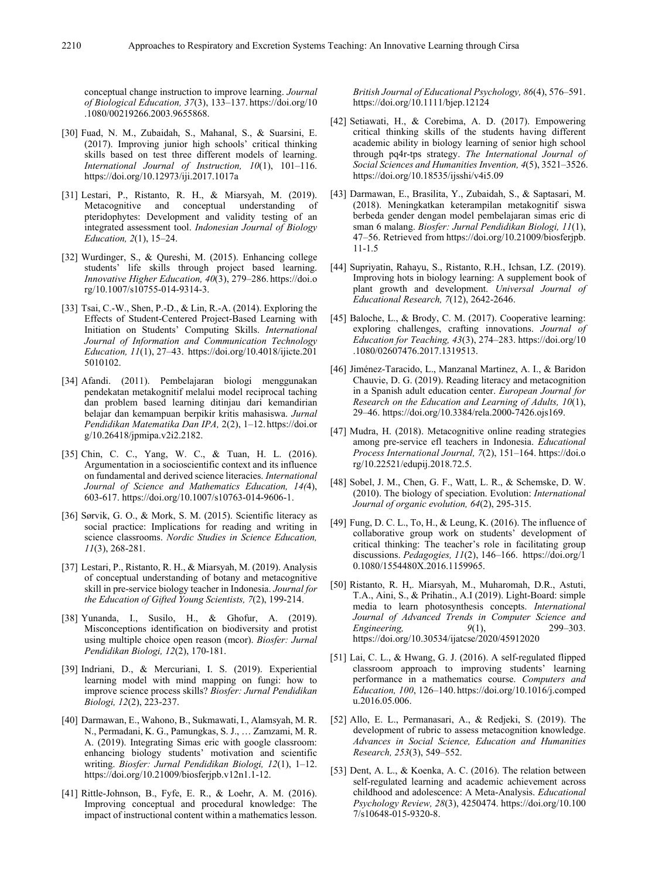conceptual change instruction to improve learning. *Journal of Biological Education, 37*(3), 133–137. https://doi.org/10.1080/00219266.2003.9655868.

[30] Fuad, N. M., Zubaidah, S., Mahanal, S., & Suarsini, E. (2017). Improving junior high schools' critical thinking skills based on test three different models of learning. *International Journal of Instruction, 10*(1), 101–116. https://doi.org/10.12973/iji.2017.1017a

[31] Lestari, P., Ristanto, R. H., & Miarsyah, M. (2019). Metacognitive and conceptual understanding of pteridophytes: Development and validity testing of an integrated assessment tool. *Indonesian Journal of Biology Education, 2*(1), 15–24.

[32] Wurdinger, S., & Qureshi, M. (2015). Enhancing college students' life skills through project based learning. *Innovative Higher Education, 40*(3), 279–286. https://doi.org/10.1007/s10755-014-9314-3.

[33] Tsai, C.-W., Shen, P.-D., & Lin, R.-A. (2014). Exploring the Effects of Student-Centered Project-Based Learning with Initiation on Students' Computing Skills. *International Journal of Information and Communication Technology Education, 11*(1), 27–43. https://doi.org/10.4018/ijicte.2015010102.

[34] Afandi. (2011). Pembelajaran biologi menggunakan pendekatan metakognitif melalui model reciprocal taching dan problem based learning ditinjau dari kemandirian belajar dan kemampuan berpikir kritis mahasiswa. *Jurnal Pendidikan Matematika Dan IPA,* 2(2), 1–12. https://doi.org/10.26418/jpmipa.v2i2.2182.

[35] Chin, C. C., Yang, W. C., & Tuan, H. L. (2016). Argumentation in a socioscientific context and its influence on fundamental and derived science literacies. *International Journal of Science and Mathematics Education, 14(*4), 603-617. https://doi.org/10.1007/s10763-014-9606-1.

[36] Sørvik, G. O., & Mork, S. M. (2015). Scientific literacy as social practice: Implications for reading and writing in science classrooms. *Nordic Studies in Science Education, 11*(3), 268-281.

[37] Lestari, P., Ristanto, R. H., & Miarsyah, M. (2019). Analysis of conceptual understanding of botany and metacognitive skill in pre-service biology teacher in Indonesia. *Journal for the Education of Gifted Young Scientists, 7*(2), 199-214.

[38] Yunanda, I., Susilo, H., & Ghofur, A. (2019). Misconceptions identification on biodiversity and protist using multiple choice open reason (mcor). *Biosfer: Jurnal Pendidikan Biologi, 12*(2), 170-181.

[39] Indriani, D., & Mercuriani, I. S. (2019). Experiential learning model with mind mapping on fungi: how to improve science process skills? *Biosfer: Jurnal Pendidikan Biologi, 12*(2), 223-237.

[40] Darmawan, E., Wahono, B., Sukmawati, I., Alamsyah, M. R. N., Permadani, K. G., Pamungkas, S. J., … Zamzami, M. R. A. (2019). Integrating Simas eric with google classroom: enhancing biology students' motivation and scientific writing. *Biosfer: Jurnal Pendidikan Biologi, 12*(1), 1–12. https://doi.org/10.21009/biosferjpb.v12n1.1-12.

[41] Rittle-Johnson, B., Fyfe, E. R., & Loehr, A. M. (2016). Improving conceptual and procedural knowledge: The impact of instructional content within a mathematics lesson. *British Journal of Educational Psychology, 86*(4), 576–591. https://doi.org/10.1111/bjep.12124

[42] Setiawati, H., & Corebima, A. D. (2017). Empowering critical thinking skills of the students having different academic ability in biology learning of senior high school through pq4r-tps strategy. *The International Journal of Social Sciences and Humanities Invention, 4*(5), 3521–3526. https://doi.org/10.18535/ijsshi/v4i5.09

[43] Darmawan, E., Brasilita, Y., Zubaidah, S., & Saptasari, M. (2018). Meningkatkan keterampilan metakognitif siswa berbeda gender dengan model pembelajaran simas eric di sman 6 malang. *Biosfer: Jurnal Pendidikan Biologi, 11*(1), 47–56. Retrieved from https://doi.org/10.21009/biosferjpb.11-1.5

[44] Supriyatin, Rahayu, S., Ristanto, R.H., Ichsan, I.Z. (2019). Improving hots in biology learning: A supplement book of plant growth and development. *Universal Journal of Educational Research, 7*(12), 2642-2646.

[45] Baloche, L., & Brody, C. M. (2017). Cooperative learning: exploring challenges, crafting innovations. *Journal of Education for Teaching, 43*(3), 274–283. https://doi.org/10.1080/02607476.2017.1319513.

[46] Jiménez-Taracido, L., Manzanal Martinez, A. I., & Baridon Chauvie, D. G. (2019). Reading literacy and metacognition in a Spanish adult education center. *European Journal for Research on the Education and Learning of Adults, 10*(1), 29–46. https://doi.org/10.3384/rela.2000-7426.ojs169.

[47] Mudra, H. (2018). Metacognitive online reading strategies among pre-service efl teachers in Indonesia. *Educational Process International Journal, 7*(2), 151–164. https://doi.org/10.22521/edupij.2018.72.5.

[48] Sobel, J. M., Chen, G. F., Watt, L. R., & Schemske, D. W. (2010). The biology of speciation. Evolution: *International Journal of organic evolution, 64*(2), 295-315.

[49] Fung, D. C. L., To, H., & Leung, K. (2016). The influence of collaborative group work on students' development of critical thinking: The teacher's role in facilitating group discussions. *Pedagogies, 11*(2), 146–166. https://doi.org/10.1080/1554480X.2016.1159965.

[50] Ristanto, R. H,. Miarsyah, M., Muharomah, D.R., Astuti, T.A., Aini, S., & Prihatin., A.I (2019). Light-Board: simple media to learn photosynthesis concepts. *International Journal of Advanced Trends in Computer Science and Engineering, 9*(1), 299–303. https://doi.org/10.30534/ijatcse/2020/45912020

[51] Lai, C. L., & Hwang, G. J. (2016). A self-regulated flipped classroom approach to improving students' learning performance in a mathematics course. *Computers and Education, 100*, 126–140. https://doi.org/10.1016/j.compedu.2016.05.006.

[52] Allo, E. L., Permanasari, A., & Redjeki, S. (2019). The development of rubric to assess metacognition knowledge. *Advances in Social Science, Education and Humanities Research, 253*(3), 549–552.

[53] Dent, A. L., & Koenka, A. C. (2016). The relation between self-regulated learning and academic achievement across childhood and adolescence: A Meta-Analysis. *Educational Psychology Review, 28*(3), 4250474. https://doi.org/10.1007/s10648-015-9320-8.